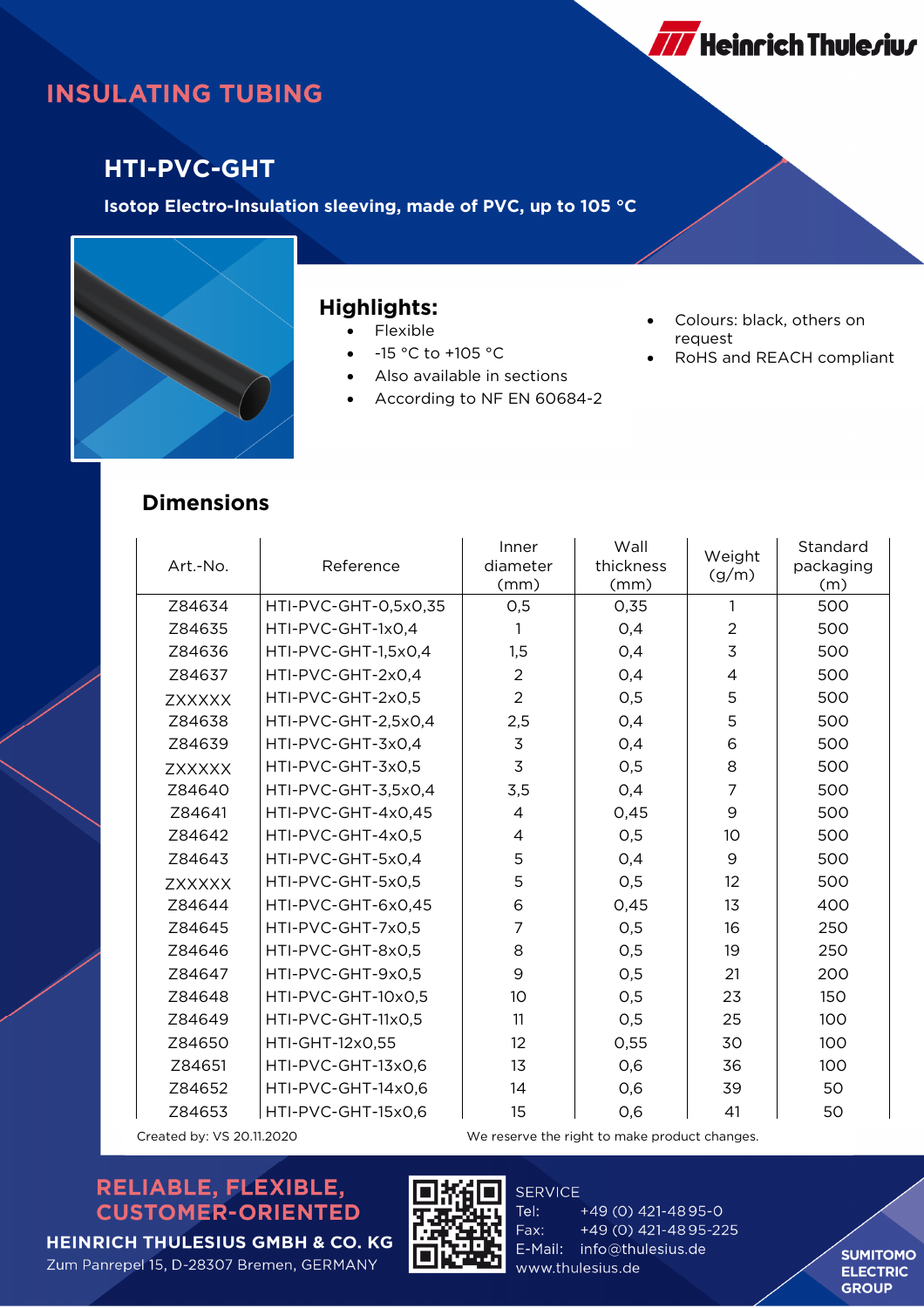Heinrich Thulesius

# INSULATING TUBING

## HTI-PVC-GHT

**Isotop Electro-Insulation sleeving, made of PVC, up to 105 °C**

### Highlights:

- Flexible
- -15 °C to +105 °C
- Also available in sections
- According to NF EN 60684-2
- Colours: black, others on request
- RoHS and REACH compliant

### Dimensions

| Art.-No. | Reference | Inner diameter (mm) | Wall thickness (mm) | Weight (g/m) | Standard packaging (m) |
|---|---|---|---|---|---|
| Z84634 | HTI-PVC-GHT-0,5x0,35 | 0,5 | 0,35 | 1 | 500 |
| Z84635 | HTI-PVC-GHT-1x0,4 | 1 | 0,4 | 2 | 500 |
| Z84636 | HTI-PVC-GHT-1,5x0,4 | 1,5 | 0,4 | 3 | 500 |
| Z84637 | HTI-PVC-GHT-2x0,4 | 2 | 0,4 | 4 | 500 |
| ZXXXXX | HTI-PVC-GHT-2x0,5 | 2 | 0,5 | 5 | 500 |
| Z84638 | HTI-PVC-GHT-2,5x0,4 | 2,5 | 0,4 | 5 | 500 |
| Z84639 | HTI-PVC-GHT-3x0,4 | 3 | 0,4 | 6 | 500 |
| ZXXXXX | HTI-PVC-GHT-3x0,5 | 3 | 0,5 | 8 | 500 |
| Z84640 | HTI-PVC-GHT-3,5x0,4 | 3,5 | 0,4 | 7 | 500 |
| Z84641 | HTI-PVC-GHT-4x0,45 | 4 | 0,45 | 9 | 500 |
| Z84642 | HTI-PVC-GHT-4x0,5 | 4 | 0,5 | 10 | 500 |
| Z84643 | HTI-PVC-GHT-5x0,4 | 5 | 0,4 | 9 | 500 |
| ZXXXXX | HTI-PVC-GHT-5x0,5 | 5 | 0,5 | 12 | 500 |
| Z84644 | HTI-PVC-GHT-6x0,45 | 6 | 0,45 | 13 | 400 |
| Z84645 | HTI-PVC-GHT-7x0,5 | 7 | 0,5 | 16 | 250 |
| Z84646 | HTI-PVC-GHT-8x0,5 | 8 | 0,5 | 19 | 250 |
| Z84647 | HTI-PVC-GHT-9x0,5 | 9 | 0,5 | 21 | 200 |
| Z84648 | HTI-PVC-GHT-10x0,5 | 10 | 0,5 | 23 | 150 |
| Z84649 | HTI-PVC-GHT-11x0,5 | 11 | 0,5 | 25 | 100 |
| Z84650 | HTI-GHT-12x0,55 | 12 | 0,55 | 30 | 100 |
| Z84651 | HTI-PVC-GHT-13x0,6 | 13 | 0,6 | 36 | 100 |
| Z84652 | HTI-PVC-GHT-14x0,6 | 14 | 0,6 | 39 | 50 |
| Z84653 | HTI-PVC-GHT-15x0,6 | 15 | 0,6 | 41 | 50 |

Created by: VS 20.11.2020

We reserve the right to make product changes.

**RELIABLE, FLEXIBLE, CUSTOMER-ORIENTED**

**HEINRICH THULESIUS GMBH & CO. KG**
Zum Panrepel 15, D-28307 Bremen, GERMANY

SERVICE
Tel: +49 (0) 421-4895-0
Fax: +49 (0) 421-4895-225
E-Mail: info@thulesius.de
www.thulesius.de

**SUMITOMO ELECTRIC GROUP**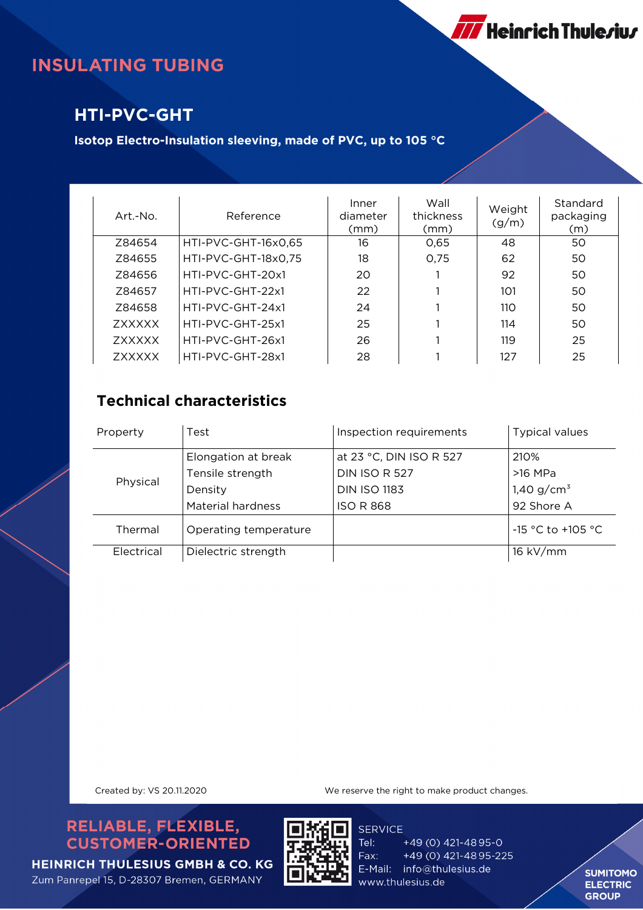# INSULATING TUBING

## HTI-PVC-GHT

**Isotop Electro-Insulation sleeving, made of PVC, up to 105 °C**

| Art.-No. | Reference | Inner diameter (mm) | Wall thickness (mm) | Weight (g/m) | Standard packaging (m) |
|---|---|---|---|---|---|
| Z84654 | HTI-PVC-GHT-16x0,65 | 16 | 0,65 | 48 | 50 |
| Z84655 | HTI-PVC-GHT-18x0,75 | 18 | 0,75 | 62 | 50 |
| Z84656 | HTI-PVC-GHT-20x1 | 20 | 1 | 92 | 50 |
| Z84657 | HTI-PVC-GHT-22x1 | 22 | 1 | 101 | 50 |
| Z84658 | HTI-PVC-GHT-24x1 | 24 | 1 | 110 | 50 |
| ZXXXXX | HTI-PVC-GHT-25x1 | 25 | 1 | 114 | 50 |
| ZXXXXX | HTI-PVC-GHT-26x1 | 26 | 1 | 119 | 25 |
| ZXXXXX | HTI-PVC-GHT-28x1 | 28 | 1 | 127 | 25 |

### Technical characteristics

| Property | Test | Inspection requirements | Typical values |
|---|---|---|---|
| Physical | Elongation at break | at 23 °C, DIN ISO R 527 | 210% |
| | Tensile strength | DIN ISO R 527 | >16 MPa |
| | Density | DIN ISO 1183 | 1,40 g/cm³ |
| | Material hardness | ISO R 868 | 92 Shore A |
| Thermal | Operating temperature | | -15 °C to +105 °C |
| Electrical | Dielectric strength | | 16 kV/mm |

Created by: VS 20.11.2020

We reserve the right to make product changes.

**RELIABLE, FLEXIBLE, CUSTOMER-ORIENTED**

**HEINRICH THULESIUS GMBH & CO. KG**
Zum Panrepel 15, D-28307 Bremen, GERMANY

SERVICE
Tel: +49 (0) 421-48 95-0
Fax: +49 (0) 421-48 95-225
E-Mail: info@thulesius.de
www.thulesius.de

SUMITOMO ELECTRIC GROUP